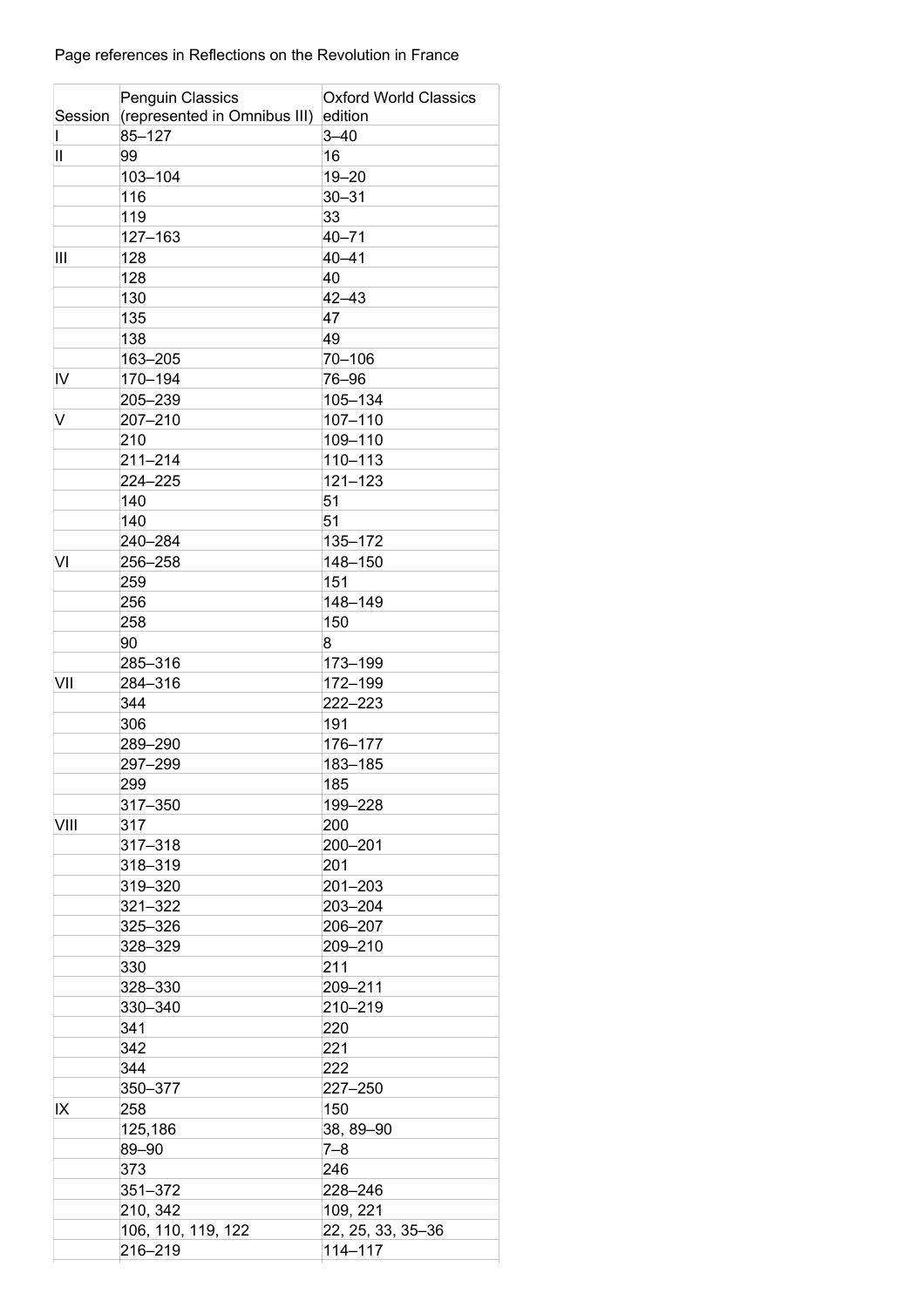Page references in Reflections on the Revolution in France

| Session | Penguin Classics (represented in Omnibus III) | Oxford World Classics edition |
|---|---|---|
| I | 85–127 | 3–40 |
| II | 99 | 16 |
| | 103–104 | 19–20 |
| | 116 | 30–31 |
| | 119 | 33 |
| | 127–163 | 40–71 |
| III | 128 | 40–41 |
| | 128 | 40 |
| | 130 | 42–43 |
| | 135 | 47 |
| | 138 | 49 |
| | 163–205 | 70–106 |
| IV | 170–194 | 76–96 |
| | 205–239 | 105–134 |
| V | 207–210 | 107–110 |
| | 210 | 109–110 |
| | 211–214 | 110–113 |
| | 224–225 | 121–123 |
| | 140 | 51 |
| | 140 | 51 |
| | 240–284 | 135–172 |
| VI | 256–258 | 148–150 |
| | 259 | 151 |
| | 256 | 148–149 |
| | 258 | 150 |
| | 90 | 8 |
| | 285–316 | 173–199 |
| VII | 284–316 | 172–199 |
| | 344 | 222–223 |
| | 306 | 191 |
| | 289–290 | 176–177 |
| | 297–299 | 183–185 |
| | 299 | 185 |
| | 317–350 | 199–228 |
| VIII | 317 | 200 |
| | 317–318 | 200–201 |
| | 318–319 | 201 |
| | 319–320 | 201–203 |
| | 321–322 | 203–204 |
| | 325–326 | 206–207 |
| | 328–329 | 209–210 |
| | 330 | 211 |
| | 328–330 | 209–211 |
| | 330–340 | 210–219 |
| | 341 | 220 |
| | 342 | 221 |
| | 344 | 222 |
| | 350–377 | 227–250 |
| IX | 258 | 150 |
| | 125,186 | 38, 89–90 |
| | 89–90 | 7–8 |
| | 373 | 246 |
| | 351–372 | 228–246 |
| | 210, 342 | 109, 221 |
| | 106, 110, 119, 122 | 22, 25, 33, 35–36 |
| | 216–219 | 114–117 |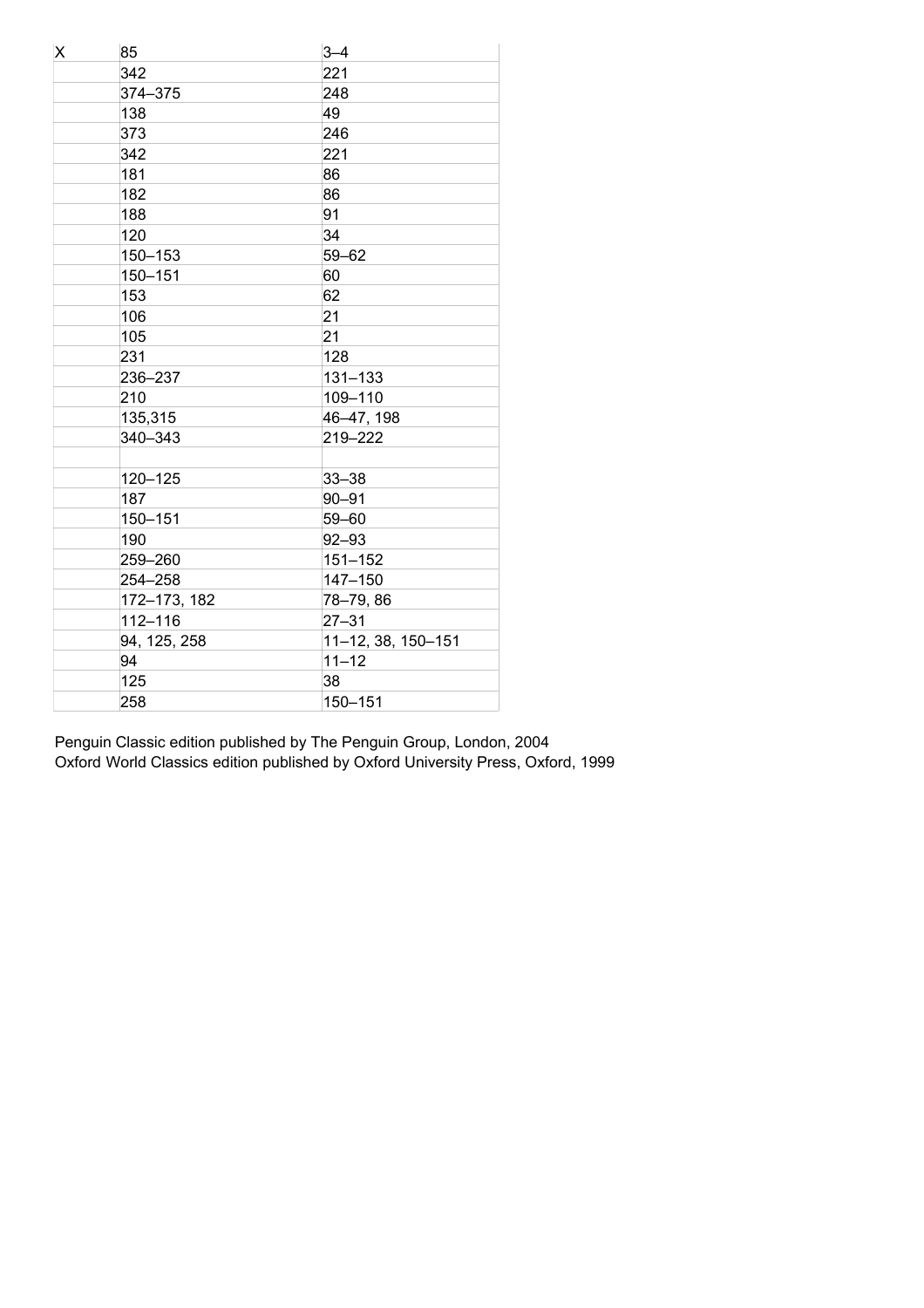| | | |
|---|---|---|
| X | 85 | 3–4 |
| | 342 | 221 |
| | 374–375 | 248 |
| | 138 | 49 |
| | 373 | 246 |
| | 342 | 221 |
| | 181 | 86 |
| | 182 | 86 |
| | 188 | 91 |
| | 120 | 34 |
| | 150–153 | 59–62 |
| | 150–151 | 60 |
| | 153 | 62 |
| | 106 | 21 |
| | 105 | 21 |
| | 231 | 128 |
| | 236–237 | 131–133 |
| | 210 | 109–110 |
| | 135,315 | 46–47, 198 |
| | 340–343 | 219–222 |
| | | |
| | 120–125 | 33–38 |
| | 187 | 90–91 |
| | 150–151 | 59–60 |
| | 190 | 92–93 |
| | 259–260 | 151–152 |
| | 254–258 | 147–150 |
| | 172–173, 182 | 78–79, 86 |
| | 112–116 | 27–31 |
| | 94, 125, 258 | 11–12, 38, 150–151 |
| | 94 | 11–12 |
| | 125 | 38 |
| | 258 | 150–151 |

Penguin Classic edition published by The Penguin Group, London, 2004
Oxford World Classics edition published by Oxford University Press, Oxford, 1999